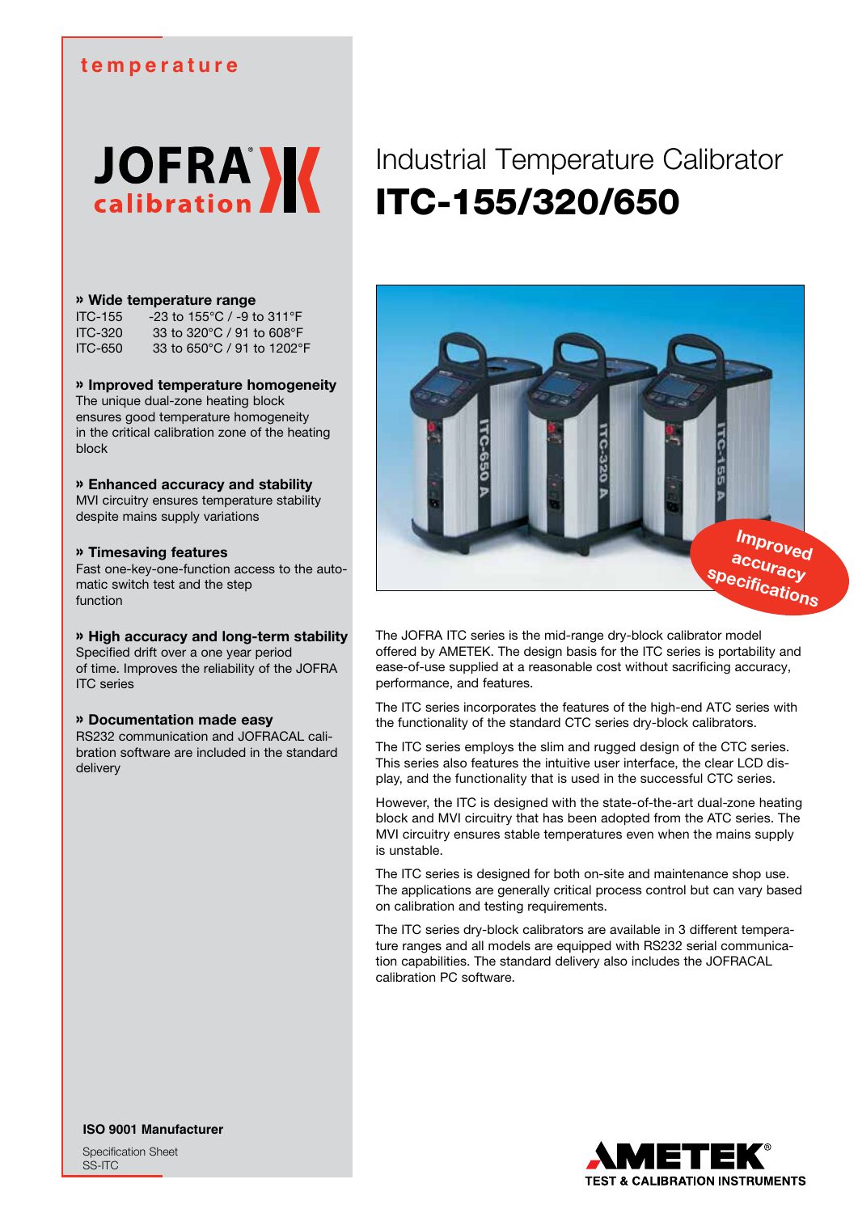temperature

JOFRA calibration

# Industrial Temperature Calibrator
# ITC-155/320/650

### » Wide temperature range

| | |
|---|---|
| ITC-155 | -23 to 155°C / -9 to 311°F |
| ITC-320 | 33 to 320°C / 91 to 608°F |
| ITC-650 | 33 to 650°C / 91 to 1202°F |

### » Improved temperature homogeneity

The unique dual-zone heating block ensures good temperature homogeneity in the critical calibration zone of the heating block

### » Enhanced accuracy and stability

MVI circuitry ensures temperature stability despite mains supply variations

### » Timesaving features

Fast one-key-one-function access to the automatic switch test and the step function

### » High accuracy and long-term stability

Specified drift over a one year period of time. Improves the reliability of the JOFRA ITC series

### » Documentation made easy

RS232 communication and JOFRACAL calibration software are included in the standard delivery

Improved accuracy specifications

The JOFRA ITC series is the mid-range dry-block calibrator model offered by AMETEK. The design basis for the ITC series is portability and ease-of-use supplied at a reasonable cost without sacrificing accuracy, performance, and features.

The ITC series incorporates the features of the high-end ATC series with the functionality of the standard CTC series dry-block calibrators.

The ITC series employs the slim and rugged design of the CTC series. This series also features the intuitive user interface, the clear LCD display, and the functionality that is used in the successful CTC series.

However, the ITC is designed with the state-of-the-art dual-zone heating block and MVI circuitry that has been adopted from the ATC series. The MVI circuitry ensures stable temperatures even when the mains supply is unstable.

The ITC series is designed for both on-site and maintenance shop use. The applications are generally critical process control but can vary based on calibration and testing requirements.

The ITC series dry-block calibrators are available in 3 different temperature ranges and all models are equipped with RS232 serial communication capabilities. The standard delivery also includes the JOFRACAL calibration PC software.

**ISO 9001 Manufacturer**

Specification Sheet
SS-ITC

AMETEK®
TEST & CALIBRATION INSTRUMENTS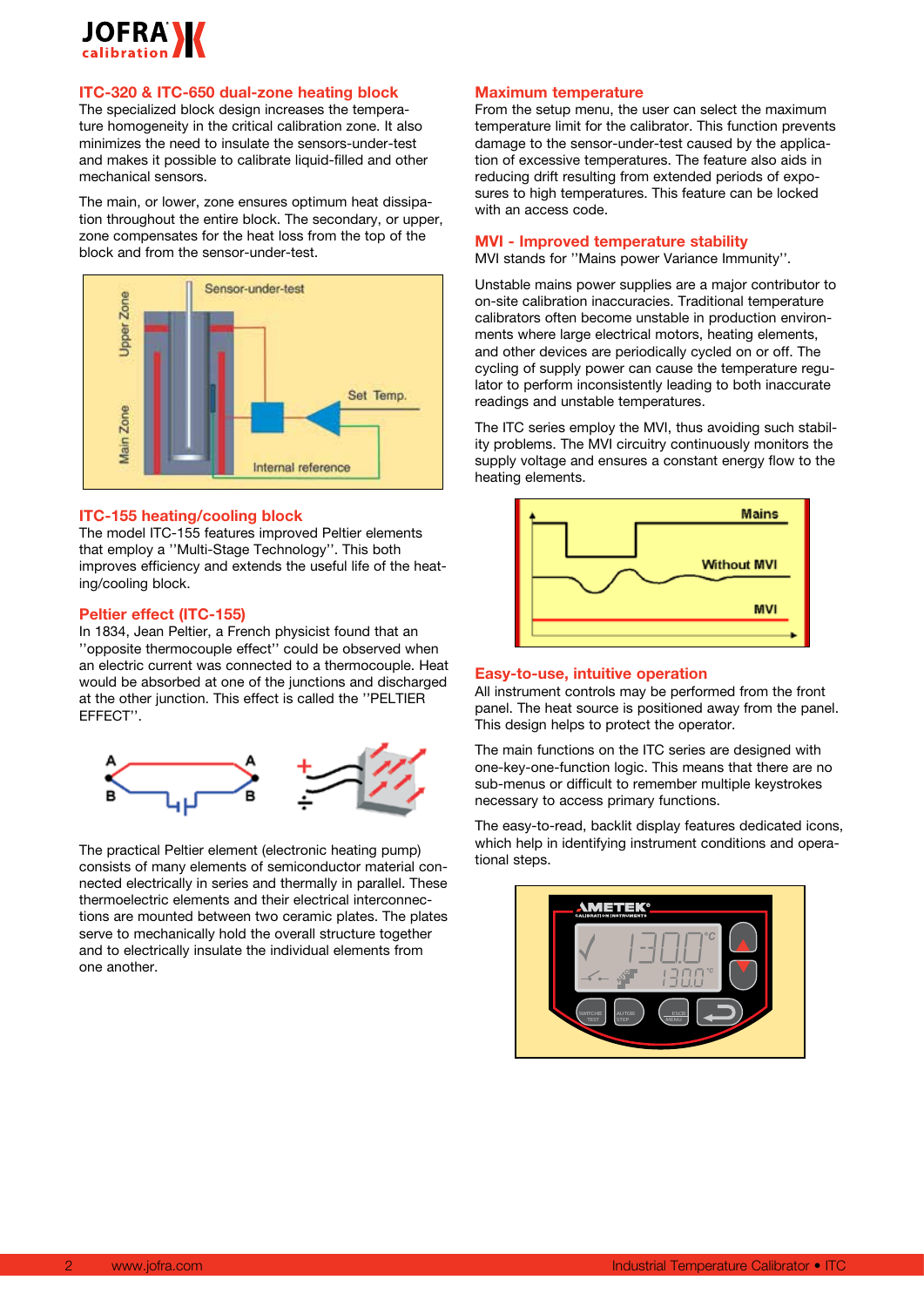## ITC-320 & ITC-650 dual-zone heating block

The specialized block design increases the temperature homogeneity in the critical calibration zone. It also minimizes the need to insulate the sensors-under-test and makes it possible to calibrate liquid-filled and other mechanical sensors.

The main, or lower, zone ensures optimum heat dissipation throughout the entire block. The secondary, or upper, zone compensates for the heat loss from the top of the block and from the sensor-under-test.

## ITC-155 heating/cooling block

The model ITC-155 features improved Peltier elements that employ a ''Multi-Stage Technology''. This both improves efficiency and extends the useful life of the heating/cooling block.

## Peltier effect (ITC-155)

In 1834, Jean Peltier, a French physicist found that an ''opposite thermocouple effect'' could be observed when an electric current was connected to a thermocouple. Heat would be absorbed at one of the junctions and discharged at the other junction. This effect is called the ''PELTIER EFFECT''.

The practical Peltier element (electronic heating pump) consists of many elements of semiconductor material connected electrically in series and thermally in parallel. These thermoelectric elements and their electrical interconnections are mounted between two ceramic plates. The plates serve to mechanically hold the overall structure together and to electrically insulate the individual elements from one another.

## Maximum temperature

From the setup menu, the user can select the maximum temperature limit for the calibrator. This function prevents damage to the sensor-under-test caused by the application of excessive temperatures. The feature also aids in reducing drift resulting from extended periods of exposures to high temperatures. This feature can be locked with an access code.

## MVI - Improved temperature stability

MVI stands for ''Mains power Variance Immunity''.

Unstable mains power supplies are a major contributor to on-site calibration inaccuracies. Traditional temperature calibrators often become unstable in production environments where large electrical motors, heating elements, and other devices are periodically cycled on or off. The cycling of supply power can cause the temperature regulator to perform inconsistently leading to both inaccurate readings and unstable temperatures.

The ITC series employ the MVI, thus avoiding such stability problems. The MVI circuitry continuously monitors the supply voltage and ensures a constant energy flow to the heating elements.

## Easy-to-use, intuitive operation

All instrument controls may be performed from the front panel. The heat source is positioned away from the panel. This design helps to protect the operator.

The main functions on the ITC series are designed with one-key-one-function logic. This means that there are no sub-menus or difficult to remember multiple keystrokes necessary to access primary functions.

The easy-to-read, backlit display features dedicated icons, which help in identifying instrument conditions and operational steps.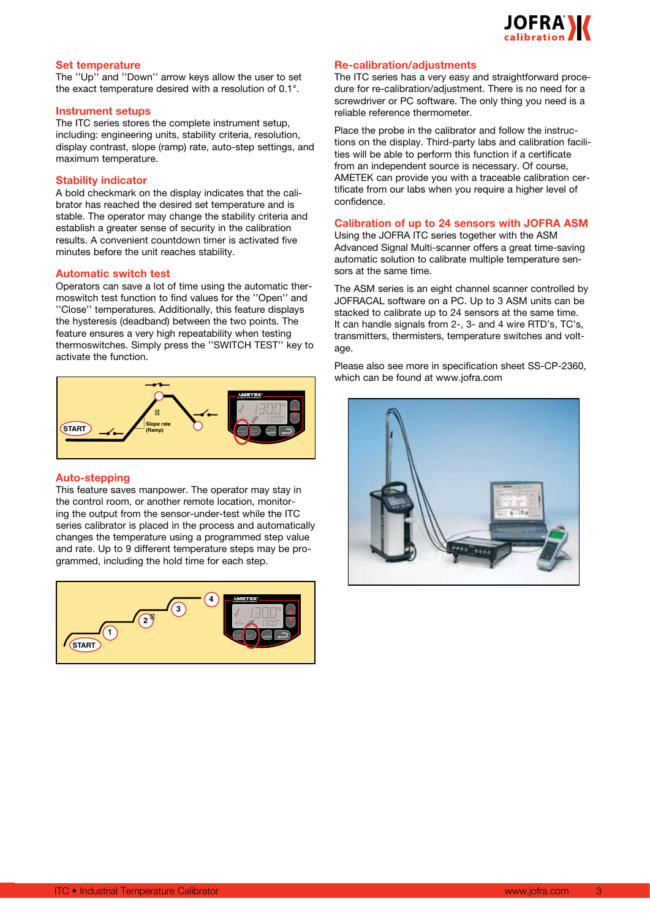## Set temperature

The ''Up'' and ''Down'' arrow keys allow the user to set the exact temperature desired with a resolution of 0.1°.

## Instrument setups

The ITC series stores the complete instrument setup, including: engineering units, stability criteria, resolution, display contrast, slope (ramp) rate, auto-step settings, and maximum temperature.

## Stability indicator

A bold checkmark on the display indicates that the calibrator has reached the desired set temperature and is stable. The operator may change the stability criteria and establish a greater sense of security in the calibration results. A convenient countdown timer is activated five minutes before the unit reaches stability.

## Automatic switch test

Operators can save a lot of time using the automatic thermoswitch test function to find values for the ''Open'' and ''Close'' temperatures. Additionally, this feature displays the hysteresis (deadband) between the two points. The feature ensures a very high repeatability when testing thermoswitches. Simply press the ''SWITCH TEST'' key to activate the function.

## Auto-stepping

This feature saves manpower. The operator may stay in the control room, or another remote location, monitoring the output from the sensor-under-test while the ITC series calibrator is placed in the process and automatically changes the temperature using a programmed step value and rate. Up to 9 different temperature steps may be programmed, including the hold time for each step.

## Re-calibration/adjustments

The ITC series has a very easy and straightforward procedure for re-calibration/adjustment. There is no need for a screwdriver or PC software. The only thing you need is a reliable reference thermometer.

Place the probe in the calibrator and follow the instructions on the display. Third-party labs and calibration facilities will be able to perform this function if a certificate from an independent source is necessary. Of course, AMETEK can provide you with a traceable calibration certificate from our labs when you require a higher level of confidence.

## Calibration of up to 24 sensors with JOFRA ASM

Using the JOFRA ITC series together with the ASM Advanced Signal Multi-scanner offers a great time-saving automatic solution to calibrate multiple temperature sensors at the same time.

The ASM series is an eight channel scanner controlled by JOFRACAL software on a PC. Up to 3 ASM units can be stacked to calibrate up to 24 sensors at the same time. It can handle signals from 2-, 3- and 4 wire RTD's, TC's, transmitters, thermisters, temperature switches and voltage.

Please also see more in specification sheet SS-CP-2360, which can be found at www.jofra.com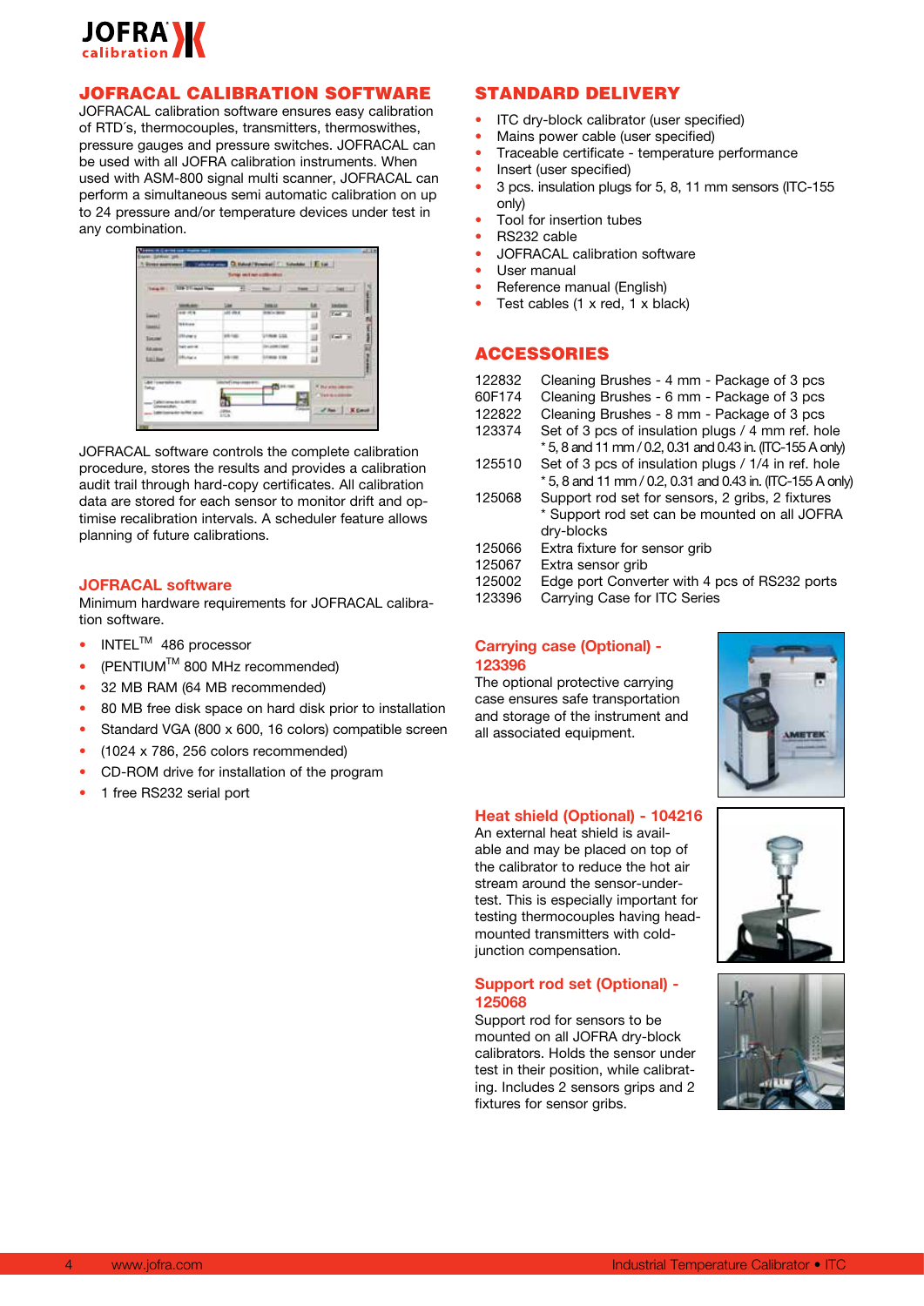## JOFRACAL CALIBRATION SOFTWARE

JOFRACAL calibration software ensures easy calibration of RTD´s, thermocouples, transmitters, thermoswithes, pressure gauges and pressure switches. JOFRACAL can be used with all JOFRA calibration instruments. When used with ASM-800 signal multi scanner, JOFRACAL can perform a simultaneous semi automatic calibration on up to 24 pressure and/or temperature devices under test in any combination.

JOFRACAL software controls the complete calibration procedure, stores the results and provides a calibration audit trail through hard-copy certificates. All calibration data are stored for each sensor to monitor drift and optimise recalibration intervals. A scheduler feature allows planning of future calibrations.

### JOFRACAL software

Minimum hardware requirements for JOFRACAL calibration software.

- INTEL™ 486 processor
- (PENTIUM™ 800 MHz recommended)
- 32 MB RAM (64 MB recommended)
- 80 MB free disk space on hard disk prior to installation
- Standard VGA (800 x 600, 16 colors) compatible screen
- (1024 x 786, 256 colors recommended)
- CD-ROM drive for installation of the program
- 1 free RS232 serial port

## STANDARD DELIVERY

- ITC dry-block calibrator (user specified)
- Mains power cable (user specified)
- Traceable certificate - temperature performance
- Insert (user specified)
- 3 pcs. insulation plugs for 5, 8, 11 mm sensors (ITC-155 only)
- Tool for insertion tubes
- RS232 cable
- JOFRACAL calibration software
- User manual
- Reference manual (English)
- Test cables (1 x red, 1 x black)

## ACCESSORIES

| | |
|---|---|
| 122832 | Cleaning Brushes - 4 mm - Package of 3 pcs |
| 60F174 | Cleaning Brushes - 6 mm - Package of 3 pcs |
| 122822 | Cleaning Brushes - 8 mm - Package of 3 pcs |
| 123374 | Set of 3 pcs of insulation plugs / 4 mm ref. hole<br>* 5, 8 and 11 mm / 0.2, 0.31 and 0.43 in. (ITC-155 A only) |
| 125510 | Set of 3 pcs of insulation plugs / 1/4 in ref. hole<br>* 5, 8 and 11 mm / 0.2, 0.31 and 0.43 in. (ITC-155 A only) |
| 125068 | Support rod set for sensors, 2 gribs, 2 fixtures<br>* Support rod set can be mounted on all JOFRA dry-blocks |
| 125066 | Extra fixture for sensor grib |
| 125067 | Extra sensor grib |
| 125002 | Edge port Converter with 4 pcs of RS232 ports |
| 123396 | Carrying Case for ITC Series |

### Carrying case (Optional) - 123396

The optional protective carrying case ensures safe transportation and storage of the instrument and all associated equipment.

### Heat shield (Optional) - 104216

An external heat shield is available and may be placed on top of the calibrator to reduce the hot air stream around the sensor-under-test. This is especially important for testing thermocouples having head-mounted transmitters with cold-junction compensation.

### Support rod set (Optional) - 125068

Support rod for sensors to be mounted on all JOFRA dry-block calibrators. Holds the sensor under test in their position, while calibrating. Includes 2 sensors grips and 2 fixtures for sensor gribs.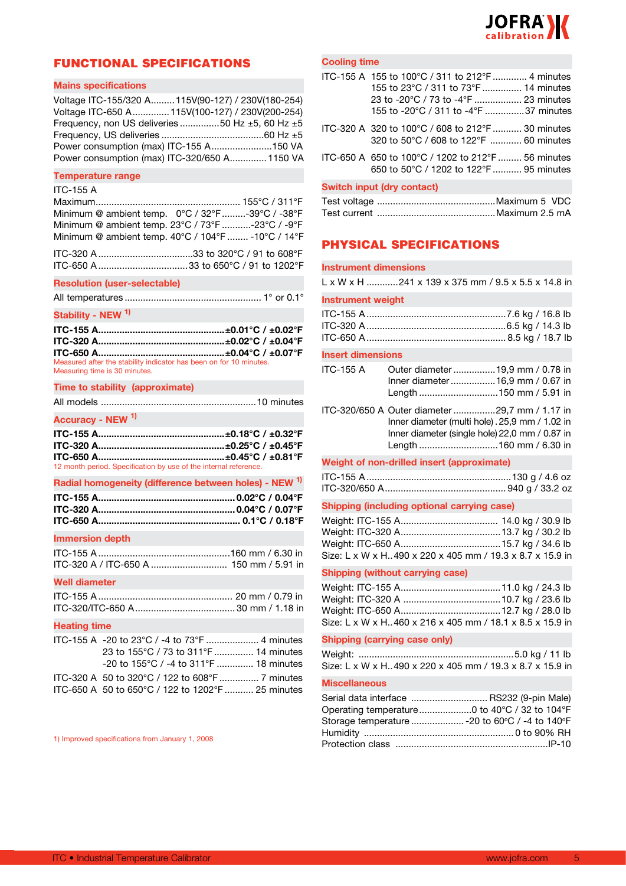# FUNCTIONAL SPECIFICATIONS

## Mains specifications

Voltage ITC-155/320 A......... 115V(90-127) / 230V(180-254)
Voltage ITC-650 A.............. 115V(100-127) / 230V(200-254)
Frequency, non US deliveries ............... 50 Hz ±5, 60 Hz ±5
Frequency, US deliveries ....................................... 60 Hz ±5
Power consumption (max) ITC-155 A....................... 150 VA
Power consumption (max) ITC-320/650 A............. 1150 VA

## Temperature range

ITC-155 A
Maximum...................................................... 155°C / 311°F
Minimum @ ambient temp. 0°C / 32°F .........-39°C / -38°F
Minimum @ ambient temp. 23°C / 73°F ...........-23°C / -9°F
Minimum @ ambient temp. 40°C / 104°F ........ -10°C / 14°F

ITC-320 A ...................................33 to 320°C / 91 to 608°F
ITC-650 A .................................33 to 650°C / 91 to 1202°F

## Resolution (user-selectable)

All temperatures ................................................... 1° or 0.1°

## Stability - NEW [1)]

**ITC-155 A...............................................±0.01°C / ±0.02°F**
**ITC-320 A...............................................±0.02°C / ±0.04°F**
**ITC-650 A...............................................±0.04°C / ±0.07°F**
Measured after the stability indicator has been on for 10 minutes.
Measuring time is 30 minutes.

## Time to stability (approximate)

All models ........................................................... 10 minutes

## Accuracy - NEW [1)]

**ITC-155 A...............................................±0.18°C / ±0.32°F**
**ITC-320 A...............................................±0.25°C / ±0.45°F**
**ITC-650 A...............................................±0.45°C / ±0.81°F**
12 month period. Specification by use of the internal reference.

## Radial homogeneity (difference between holes) - NEW [1)]

**ITC-155 A................................................... 0.02°C / 0.04°F**
**ITC-320 A................................................... 0.04°C / 0.07°F**
**ITC-650 A..................................................... 0.1°C / 0.18°F**

## Immersion depth

ITC-155 A ................................................. 160 mm / 6.30 in
ITC-320 A / ITC-650 A ............................ 150 mm / 5.91 in

## Well diameter

ITC-155 A .................................................. 20 mm / 0.79 in
ITC-320/ITC-650 A ..................................... 30 mm / 1.18 in

## Heating time

ITC-155 A -20 to 23°C / -4 to 73°F .................... 4 minutes
23 to 155°C / 73 to 311°F ............... 14 minutes
-20 to 155°C / -4 to 311°F .............. 18 minutes

ITC-320 A 50 to 320°C / 122 to 608°F ............... 7 minutes
ITC-650 A 50 to 650°C / 122 to 1202°F ........... 25 minutes

1) Improved specifications from January 1, 2008

## Cooling time

ITC-155 A 155 to 100°C / 311 to 212°F ............. 4 minutes
155 to 23°C / 311 to 73°F ............... 14 minutes
23 to -20°C / 73 to -4°F .................. 23 minutes
155 to -20°C / 311 to -4°F ...............37 minutes

ITC-320 A 320 to 100°C / 608 to 212°F ........... 30 minutes
320 to 50°C / 608 to 122°F ............ 60 minutes

ITC-650 A 650 to 100°C / 1202 to 212°F ......... 56 minutes
650 to 50°C / 1202 to 122°F ........... 95 minutes

## Switch input (dry contact)

Test voltage .............................................Maximum 5 VDC
Test current .............................................Maximum 2.5 mA

# PHYSICAL SPECIFICATIONS

## Instrument dimensions

L x W x H ...........241 x 139 x 375 mm / 9.5 x 5.5 x 14.8 in

## Instrument weight

ITC-155 A ....................................................7.6 kg / 16.8 lb
ITC-320 A ....................................................6.5 kg / 14.3 lb
ITC-650 A .................................................... 8.5 kg / 18.7 lb

## Insert dimensions

ITC-155 A Outer diameter ................19,9 mm / 0.78 in
Inner diameter .................16,9 mm / 0.67 in
Length .............................150 mm / 5.91 in

ITC-320/650 A Outer diameter ................29,7 mm / 1.17 in
Inner diameter (multi hole) . 25,9 mm / 1.02 in
Inner diameter (single hole) 22,0 mm / 0.87 in
Length .............................160 mm / 6.30 in

## Weight of non-drilled insert (approximate)

ITC-155 A ......................................................130 g / 4.6 oz
ITC-320/650 A ............................................. 940 g / 33.2 oz

## Shipping (including optional carrying case)

Weight: ITC-155 A.................................... 14.0 kg / 30.9 lb
Weight: ITC-320 A......................................13.7 kg / 30.2 lb
Weight: ITC-650 A......................................15.7 kg / 34.6 lb
Size: L x W x H..490 x 220 x 405 mm / 19.3 x 8.7 x 15.9 in

## Shipping (without carrying case)

Weight: ITC-155 A......................................11.0 kg / 24.3 lb
Weight: ITC-320 A .....................................10.7 kg / 23.6 lb
Weight: ITC-650 A......................................12.7 kg / 28.0 lb
Size: L x W x H..460 x 216 x 405 mm / 18.1 x 8.5 x 15.9 in

## Shipping (carrying case only)

Weight: ..........................................................5.0 kg / 11 lb
Size: L x W x H..490 x 220 x 405 mm / 19.3 x 8.7 x 15.9 in

## Miscellaneous

Serial data interface ............................ RS232 (9-pin Male)
Operating temperature....................0 to 40°C / 32 to 104°F
Storage temperature .................... -20 to 60°C / -4 to 140°F
Humidity ........................................................ 0 to 90% RH
Protection class .........................................................IP-10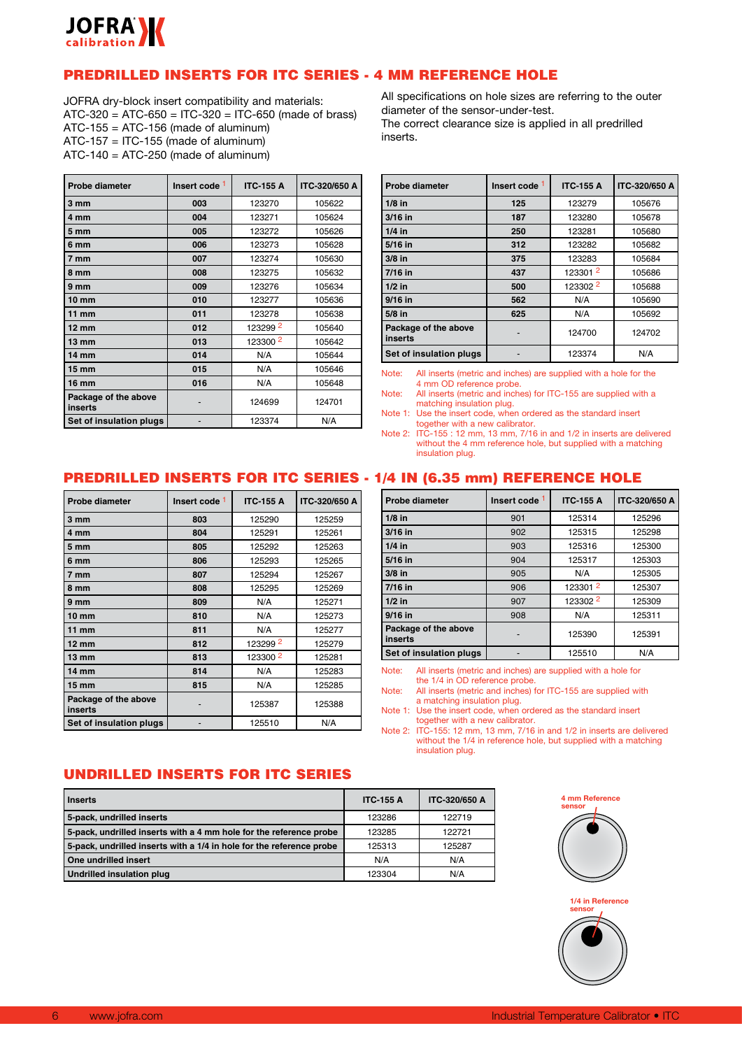## PREDRILLED INSERTS FOR ITC SERIES - 4 MM REFERENCE HOLE

JOFRA dry-block insert compatibility and materials:
ATC-320 = ATC-650 = ITC-320 = ITC-650 (made of brass)
ATC-155 = ATC-156 (made of aluminum)
ATC-157 = ITC-155 (made of aluminum)
ATC-140 = ATC-250 (made of aluminum)

All specifications on hole sizes are referring to the outer diameter of the sensor-under-test.
The correct clearance size is applied in all predrilled inserts.

| Probe diameter | Insert code [1] | ITC-155 A | ITC-320/650 A |
|---|---|---|---|
| 3 mm | 003 | 123270 | 105622 |
| 4 mm | 004 | 123271 | 105624 |
| 5 mm | 005 | 123272 | 105626 |
| 6 mm | 006 | 123273 | 105628 |
| 7 mm | 007 | 123274 | 105630 |
| 8 mm | 008 | 123275 | 105632 |
| 9 mm | 009 | 123276 | 105634 |
| 10 mm | 010 | 123277 | 105636 |
| 11 mm | 011 | 123278 | 105638 |
| 12 mm | 012 | 123299 [2] | 105640 |
| 13 mm | 013 | 123300 [2] | 105642 |
| 14 mm | 014 | N/A | 105644 |
| 15 mm | 015 | N/A | 105646 |
| 16 mm | 016 | N/A | 105648 |
| Package of the above inserts | - | 124699 | 124701 |
| Set of insulation plugs | - | 123374 | N/A |

| Probe diameter | Insert code [1] | ITC-155 A | ITC-320/650 A |
|---|---|---|---|
| 1/8 in | 125 | 123279 | 105676 |
| 3/16 in | 187 | 123280 | 105678 |
| 1/4 in | 250 | 123281 | 105680 |
| 5/16 in | 312 | 123282 | 105682 |
| 3/8 in | 375 | 123283 | 105684 |
| 7/16 in | 437 | 123301 [2] | 105686 |
| 1/2 in | 500 | 123302 [2] | 105688 |
| 9/16 in | 562 | N/A | 105690 |
| 5/8 in | 625 | N/A | 105692 |
| Package of the above inserts | - | 124700 | 124702 |
| Set of insulation plugs | - | 123374 | N/A |

Note: All inserts (metric and inches) are supplied with a hole for the 4 mm OD reference probe.
Note: All inserts (metric and inches) for ITC-155 are supplied with a matching insulation plug.
Note 1: Use the insert code, when ordered as the standard insert together with a new calibrator.
Note 2: ITC-155 : 12 mm, 13 mm, 7/16 in and 1/2 in inserts are delivered without the 4 mm reference hole, but supplied with a matching insulation plug.

## PREDRILLED INSERTS FOR ITC SERIES - 1/4 IN (6.35 mm) REFERENCE HOLE

| Probe diameter | Insert code [1] | ITC-155 A | ITC-320/650 A |
|---|---|---|---|
| 3 mm | 803 | 125290 | 125259 |
| 4 mm | 804 | 125291 | 125261 |
| 5 mm | 805 | 125292 | 125263 |
| 6 mm | 806 | 125293 | 125265 |
| 7 mm | 807 | 125294 | 125267 |
| 8 mm | 808 | 125295 | 125269 |
| 9 mm | 809 | N/A | 125271 |
| 10 mm | 810 | N/A | 125273 |
| 11 mm | 811 | N/A | 125277 |
| 12 mm | 812 | 123299 [2] | 125279 |
| 13 mm | 813 | 123300 [2] | 125281 |
| 14 mm | 814 | N/A | 125283 |
| 15 mm | 815 | N/A | 125285 |
| Package of the above inserts | - | 125387 | 125388 |
| Set of insulation plugs | - | 125510 | N/A |

| Probe diameter | Insert code [1] | ITC-155 A | ITC-320/650 A |
|---|---|---|---|
| 1/8 in | 901 | 125314 | 125296 |
| 3/16 in | 902 | 125315 | 125298 |
| 1/4 in | 903 | 125316 | 125300 |
| 5/16 in | 904 | 125317 | 125303 |
| 3/8 in | 905 | N/A | 125305 |
| 7/16 in | 906 | 123301 [2] | 125307 |
| 1/2 in | 907 | 123302 [2] | 125309 |
| 9/16 in | 908 | N/A | 125311 |
| Package of the above inserts | - | 125390 | 125391 |
| Set of insulation plugs | - | 125510 | N/A |

Note: All inserts (metric and inches) are supplied with a hole for the 1/4 in OD reference probe.
Note: All inserts (metric and inches) for ITC-155 are supplied with a matching insulation plug.
Note 1: Use the insert code, when ordered as the standard insert together with a new calibrator.
Note 2: ITC-155: 12 mm, 13 mm, 7/16 in and 1/2 in inserts are delivered without the 1/4 in reference hole, but supplied with a matching insulation plug.

## UNDRILLED INSERTS FOR ITC SERIES

| Inserts | ITC-155 A | ITC-320/650 A |
|---|---|---|
| 5-pack, undrilled inserts | 123286 | 122719 |
| 5-pack, undrilled inserts with a 4 mm hole for the reference probe | 123285 | 122721 |
| 5-pack, undrilled inserts with a 1/4 in hole for the reference probe | 125313 | 125287 |
| One undrilled insert | N/A | N/A |
| Undrilled insulation plug | 123304 | N/A |

4 mm Reference sensor

1/4 in Reference sensor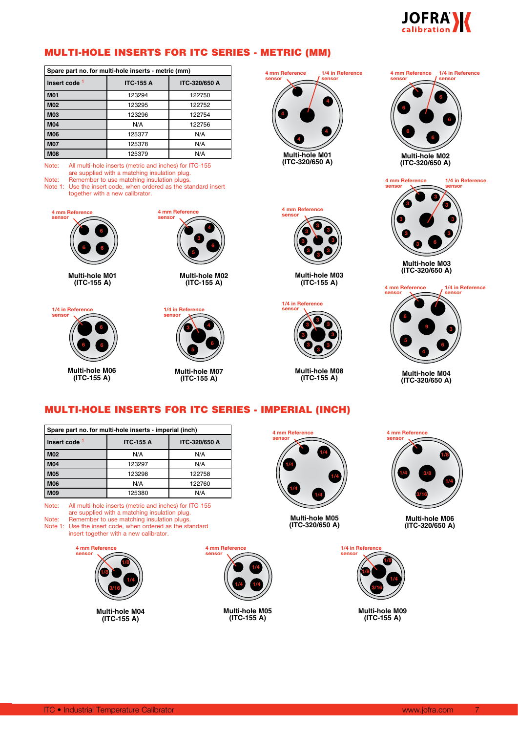## MULTI-HOLE INSERTS FOR ITC SERIES - METRIC (MM)

| Spare part no. for multi-hole inserts - metric (mm) | | |
|---|---|---|
| Insert code [1] | ITC-155 A | ITC-320/650 A |
| M01 | 123294 | 122750 |
| M02 | 123295 | 122752 |
| M03 | 123296 | 122754 |
| M04 | N/A | 122756 |
| M06 | 125377 | N/A |
| M07 | 125378 | N/A |
| M08 | 125379 | N/A |

Note: All multi-hole inserts (metric and inches) for ITC-155 are supplied with a matching insulation plug.
Note: Remember to use matching insulation plugs.
Note 1: Use the insert code, when ordered as the standard insert together with a new calibrator.

4 mm Reference sensor / 1/4 in Reference sensor
Multi-hole M01 (ITC-320/650 A)

4 mm Reference sensor / 1/4 in Reference sensor
Multi-hole M02 (ITC-320/650 A)

4 mm Reference sensor
Multi-hole M01 (ITC-155 A)

4 mm Reference sensor
Multi-hole M02 (ITC-155 A)

4 mm Reference sensor
Multi-hole M03 (ITC-155 A)

4 mm Reference sensor / 1/4 in Reference sensor
Multi-hole M03 (ITC-320/650 A)

1/4 in Reference sensor
Multi-hole M06 (ITC-155 A)

1/4 in Reference sensor
Multi-hole M07 (ITC-155 A)

1/4 in Reference sensor
Multi-hole M08 (ITC-155 A)

4 mm Reference sensor / 1/4 in Reference sensor
Multi-hole M04 (ITC-320/650 A)

## MULTI-HOLE INSERTS FOR ITC SERIES - IMPERIAL (INCH)

| Spare part no. for multi-hole inserts - imperial (inch) | | |
|---|---|---|
| Insert code [1] | ITC-155 A | ITC-320/650 A |
| M02 | N/A | N/A |
| M04 | 123297 | N/A |
| M05 | 123298 | 122758 |
| M06 | N/A | 122760 |
| M09 | 125380 | N/A |

Note: All multi-hole inserts (metric and inches) for ITC-155 are supplied with a matching insulation plug.
Note: Remember to use matching insulation plugs.
Note 1: Use the insert code, when ordered as the standard insert together with a new calibrator.

4 mm Reference sensor
Multi-hole M05 (ITC-320/650 A)

4 mm Reference sensor
Multi-hole M06 (ITC-320/650 A)

4 mm Reference sensor
Multi-hole M04 (ITC-155 A)

4 mm Reference sensor
Multi-hole M05 (ITC-155 A)

1/4 in Reference sensor
Multi-hole M09 (ITC-155 A)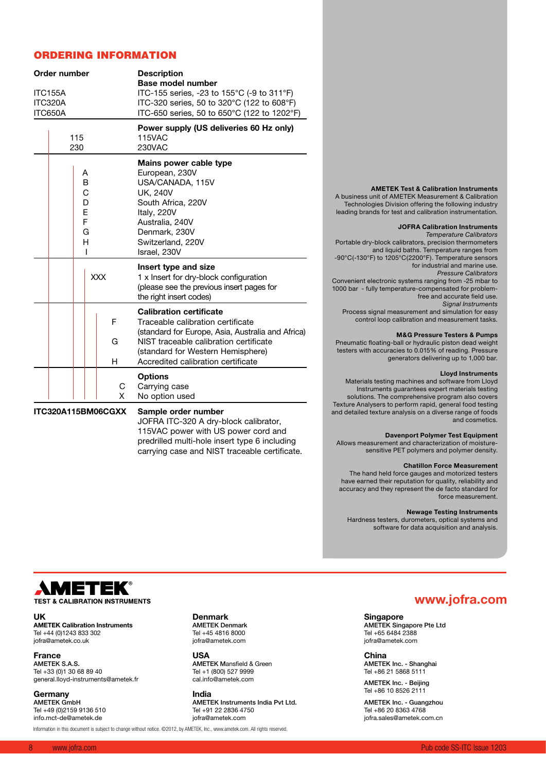## ORDERING INFORMATION

| Order number | Description |
|---|---|
| | **Base model number** |
| ITC155A | ITC-155 series, -23 to 155°C (-9 to 311°F) |
| ITC320A | ITC-320 series, 50 to 320°C (122 to 608°F) |
| ITC650A | ITC-650 series, 50 to 650°C (122 to 1202°F) |
| | **Power supply (US deliveries 60 Hz only)** |
| 115 | 115VAC |
| 230 | 230VAC |
| | **Mains power cable type** |
| A | European, 230V |
| B | USA/CANADA, 115V |
| C | UK, 240V |
| D | South Africa, 220V |
| E | Italy, 220V |
| F | Australia, 240V |
| G | Denmark, 230V |
| H | Switzerland, 220V |
| I | Israel, 230V |
| | **Insert type and size** |
| XXX | 1 x Insert for dry-block configuration (please see the previous insert pages for the right insert codes) |
| | **Calibration certificate** |
| F | Traceable calibration certificate (standard for Europe, Asia, Australia and Africa) |
| G | NIST traceable calibration certificate (standard for Western Hemisphere) |
| H | Accredited calibration certificate |
| | **Options** |
| C | Carrying case |
| X | No option used |
| **ITC320A115BM06CGXX** | **Sample order number** JOFRA ITC-320 A dry-block calibrator, 115VAC power with US power cord and predrilled multi-hole insert type 6 including carrying case and NIST traceable certificate. |

**AMETEK Test & Calibration Instruments**
A business unit of AMETEK Measurement & Calibration Technologies Division offering the following industry leading brands for test and calibration instrumentation.

**JOFRA Calibration Instruments**
*Temperature Calibrators*
Portable dry-block calibrators, precision thermometers and liquid baths. Temperature ranges from -90°C(-130°F) to 1205°C(2200°F). Temperature sensors for industrial and marine use.
*Pressure Calibrators*
Convenient electronic systems ranging from -25 mbar to 1000 bar - fully temperature-compensated for problem-free and accurate field use.
*Signal Instruments*
Process signal measurement and simulation for easy control loop calibration and measurement tasks.

**M&G Pressure Testers & Pumps**
Pneumatic floating-ball or hydraulic piston dead weight testers with accuracies to 0.015% of reading. Pressure generators delivering up to 1,000 bar.

**Lloyd Instruments**
Materials testing machines and software from Lloyd Instruments guarantees expert materials testing solutions. The comprehensive program also covers Texture Analysers to perform rapid, general food testing and detailed texture analysis on a diverse range of foods and cosmetics.

**Davenport Polymer Test Equipment**
Allows measurement and characterization of moisture-sensitive PET polymers and polymer density.

**Chatillon Force Measurement**
The hand held force gauges and motorized testers have earned their reputation for quality, reliability and accuracy and they represent the de facto standard for force measurement.

**Newage Testing Instruments**
Hardness testers, durometers, optical systems and software for data acquisition and analysis.

**AMETEK®**
TEST & CALIBRATION INSTRUMENTS

**www.jofra.com**

**UK**
**AMETEK Calibration Instruments**
Tel +44 (0)1243 833 302
jofra@ametek.co.uk

**France**
**AMETEK S.A.S.**
Tel +33 (0)1 30 68 89 40
general.lloyd-instruments@ametek.fr

**Germany**
**AMETEK GmbH**
Tel +49 (0)2159 9136 510
info.mct-de@ametek.de

**Denmark**
**AMETEK Denmark**
Tel +45 4816 8000
jofra@ametek.com

**USA**
**AMETEK Mansfield & Green**
Tel +1 (800) 527 9999
cal.info@ametek.com

**India**
**AMETEK Instruments India Pvt Ltd.**
Tel +91 22 2836 4750
jofra@ametek.com

**Singapore**
**AMETEK Singapore Pte Ltd**
Tel +65 6484 2388
jofra@ametek.com

**China**
**AMETEK Inc. - Shanghai**
Tel +86 21 5868 5111

**AMETEK Inc. - Beijing**
Tel +86 10 8526 2111

**AMETEK Inc. - Guangzhou**
Tel +86 20 8363 4768
jofra.sales@ametek.com.cn

Information in this document is subject to change without notice. ©2012, by AMETEK, Inc., www.ametek.com. All rights reserved.

Pub code SS-ITC Issue 1203